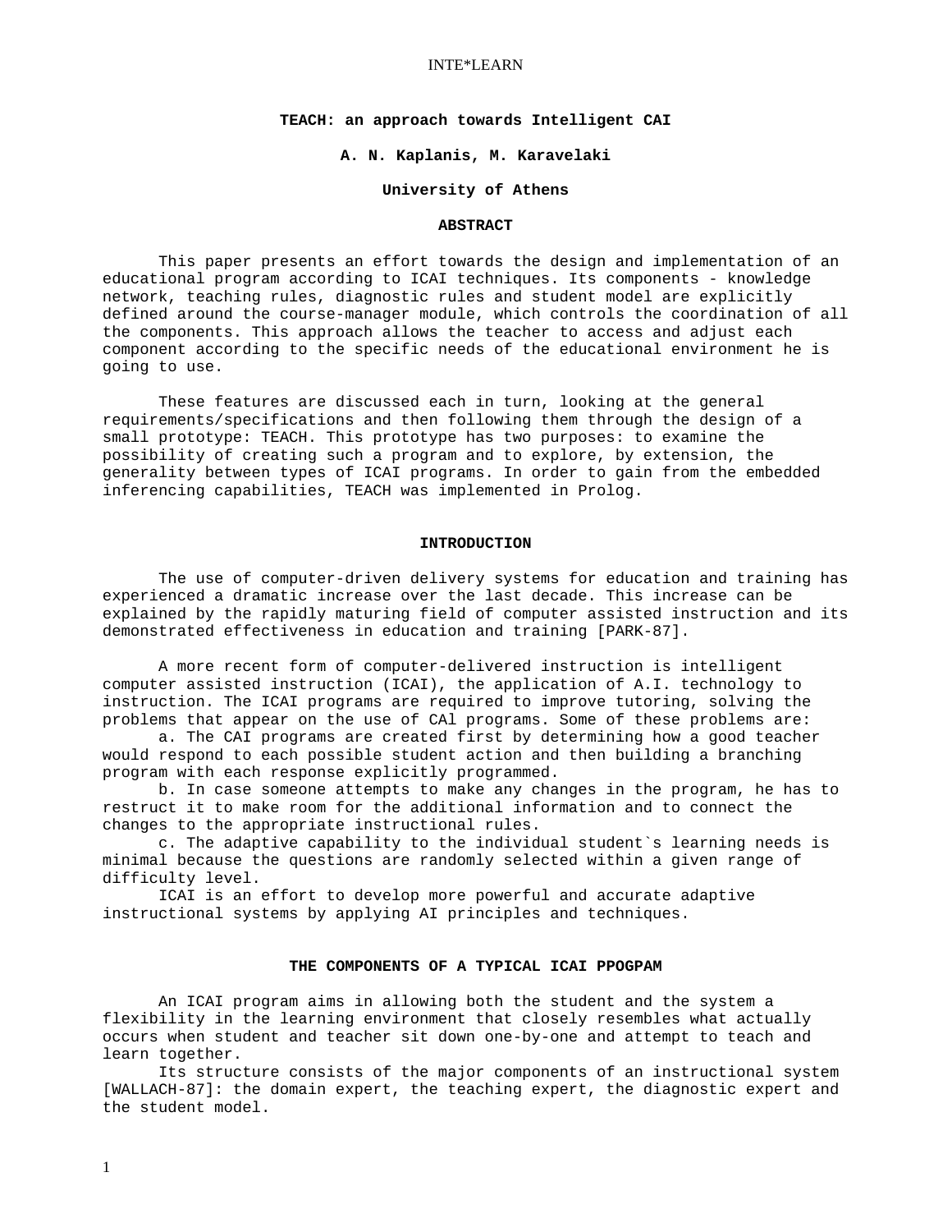# TEACH: an approach towards Intelligent CAI

**A. N. Kaplanis, M. Karavelaki**

**University of Athens**

## ABSTRACT

This paper presents an effort towards the design and implementation of an educational program according to ICAI techniques. Its components - knowledge network, teaching rules, diagnostic rules and student model are explicitly defined around the course-manager module, which controls the coordination of all the components. This approach allows the teacher to access and adjust each component according to the specific needs of the educational environment he is going to use.

These features are discussed each in turn, looking at the general requirements/specifications and then following them through the design of a small prototype: TEACH. This prototype has two purposes: to examine the possibility of creating such a program and to explore, by extension, the generality between types of ICAI programs. In order to gain from the embedded inferencing capabilities, TEACH was implemented in Prolog.

## INTRODUCTION

The use of computer-driven delivery systems for education and training has experienced a dramatic increase over the last decade. This increase can be explained by the rapidly maturing field of computer assisted instruction and its demonstrated effectiveness in education and training [PARK-87].

A more recent form of computer-delivered instruction is intelligent computer assisted instruction (ICAI), the application of A.I. technology to instruction. The ICAI programs are required to improve tutoring, solving the problems that appear on the use of CAl programs. Some of these problems are:

a. The CAI programs are created first by determining how a good teacher would respond to each possible student action and then building a branching program with each response explicitly programmed.

b. In case someone attempts to make any changes in the program, he has to restruct it to make room for the additional information and to connect the changes to the appropriate instructional rules.

c. The adaptive capability to the individual student`s learning needs is minimal because the questions are randomly selected within a given range of difficulty level.

ICAI is an effort to develop more powerful and accurate adaptive instructional systems by applying AI principles and techniques.

## THE COMPONENTS OF A TYPICAL ICAI PPOGPAM

An ICAI program aims in allowing both the student and the system a flexibility in the learning environment that closely resembles what actually occurs when student and teacher sit down one-by-one and attempt to teach and learn together.

Its structure consists of the major components of an instructional system [WALLACH-87]: the domain expert, the teaching expert, the diagnostic expert and the student model.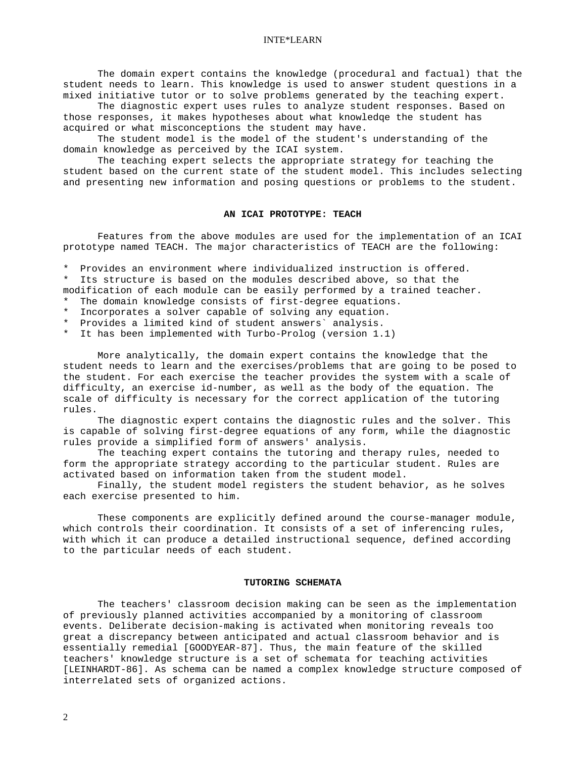The domain expert contains the knowledge (procedural and factual) that the student needs to learn. This knowledge is used to answer student questions in a mixed initiative tutor or to solve problems generated by the teaching expert.

The diagnostic expert uses rules to analyze student responses. Based on those responses, it makes hypotheses about what knowledqe the student has acquired or what misconceptions the student may have.

The student model is the model of the student's understanding of the domain knowledge as perceived by the ICAI system.

The teaching expert selects the appropriate strategy for teaching the student based on the current state of the student model. This includes selecting and presenting new information and posing questions or problems to the student.

## AN ICAI PROTOTYPE: TEACH

Features from the above modules are used for the implementation of an ICAI prototype named TEACH. The major characteristics of TEACH are the following:

* Provides an environment where individualized instruction is offered.
* Its structure is based on the modules described above, so that the modification of each module can be easily performed by a trained teacher.
* The domain knowledge consists of first-degree equations.
* Incorporates a solver capable of solving any equation.
* Provides a limited kind of student answers` analysis.
* It has been implemented with Turbo-Prolog (version 1.1)

More analytically, the domain expert contains the knowledge that the student needs to learn and the exercises/problems that are going to be posed to the student. For each exercise the teacher provides the system with a scale of difficulty, an exercise id-number, as well as the body of the equation. The scale of difficulty is necessary for the correct application of the tutoring rules.

The diagnostic expert contains the diagnostic rules and the solver. This is capable of solving first-degree equations of any form, while the diagnostic rules provide a simplified form of answers' analysis.

The teaching expert contains the tutoring and therapy rules, needed to form the appropriate strategy according to the particular student. Rules are activated based on information taken from the student model.

Finally, the student model registers the student behavior, as he solves each exercise presented to him.

These components are explicitly defined around the course-manager module, which controls their coordination. It consists of a set of inferencing rules, with which it can produce a detailed instructional sequence, defined according to the particular needs of each student.

## TUTORING SCHEMATA

The teachers' classroom decision making can be seen as the implementation of previously planned activities accompanied by a monitoring of classroom events. Deliberate decision-making is activated when monitoring reveals too great a discrepancy between anticipated and actual classroom behavior and is essentially remedial [GOODYEAR-87]. Thus, the main feature of the skilled teachers' knowledge structure is a set of schemata for teaching activities [LEINHARDT-86]. As schema can be named a complex knowledge structure composed of interrelated sets of organized actions.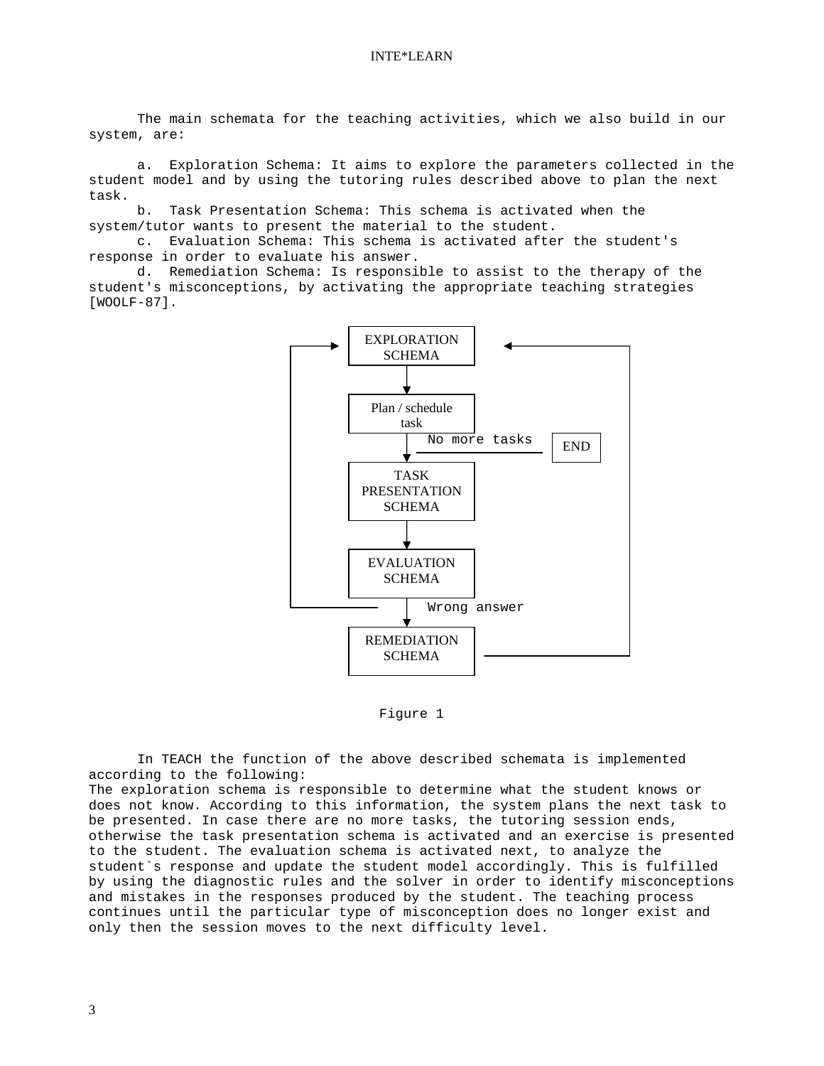The main schemata for the teaching activities, which we also build in our system, are:

a. Exploration Schema: It aims to explore the parameters collected in the student model and by using the tutoring rules described above to plan the next task.

b. Task Presentation Schema: This schema is activated when the system/tutor wants to present the material to the student.

c. Evaluation Schema: This schema is activated after the student's response in order to evaluate his answer.

d. Remediation Schema: Is responsible to assist to the therapy of the student's misconceptions, by activating the appropriate teaching strategies [WOOLF-87].

Figure 1

In TEACH the function of the above described schemata is implemented according to the following:
The exploration schema is responsible to determine what the student knows or does not know. According to this information, the system plans the next task to be presented. In case there are no more tasks, the tutoring session ends, otherwise the task presentation schema is activated and an exercise is presented to the student. The evaluation schema is activated next, to analyze the student`s response and update the student model accordingly. This is fulfilled by using the diagnostic rules and the solver in order to identify misconceptions and mistakes in the responses produced by the student. The teaching process continues until the particular type of misconception does no longer exist and only then the session moves to the next difficulty level.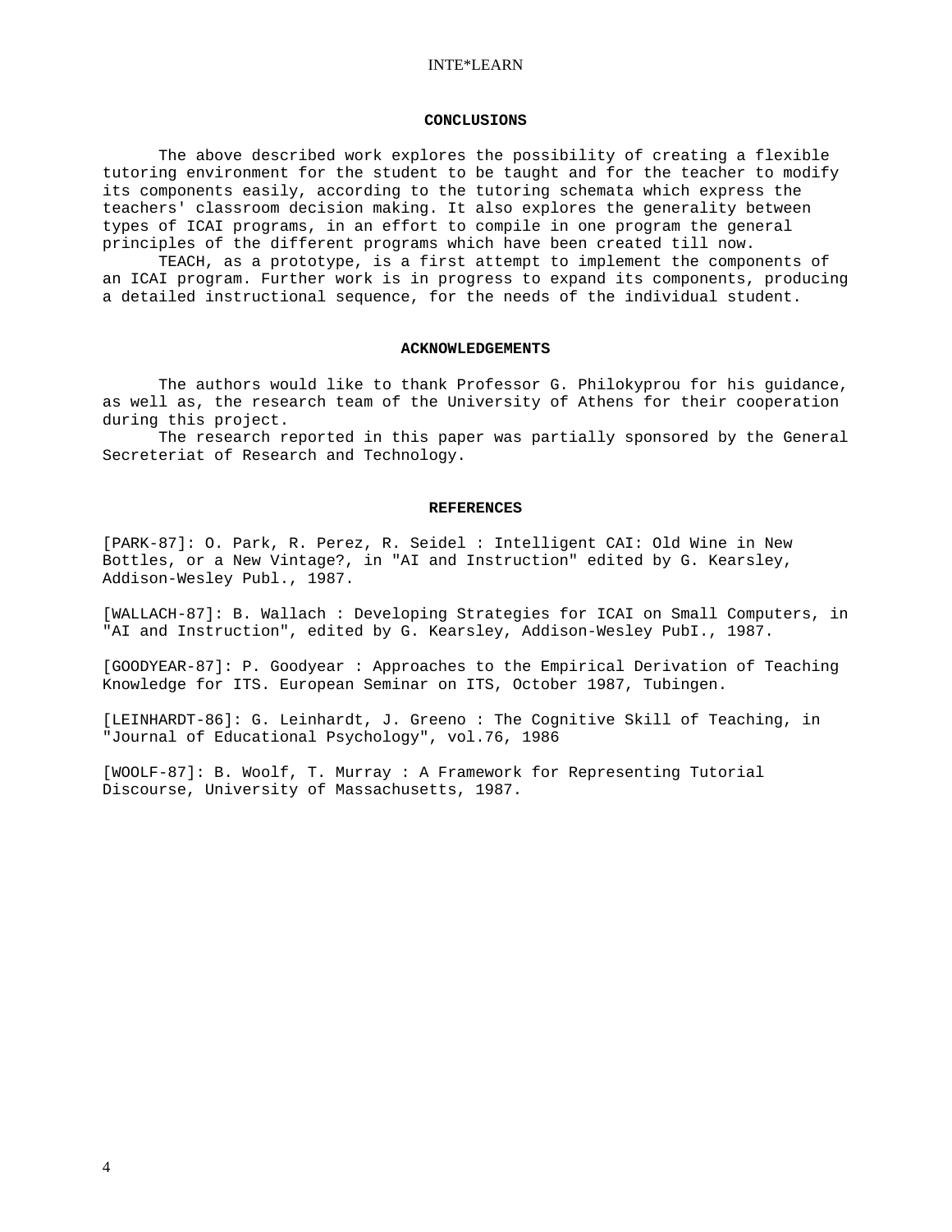## CONCLUSIONS

The above described work explores the possibility of creating a flexible tutoring environment for the student to be taught and for the teacher to modify its components easily, according to the tutoring schemata which express the teachers' classroom decision making. It also explores the generality between types of ICAI programs, in an effort to compile in one program the general principles of the different programs which have been created till now.

TEACH, as a prototype, is a first attempt to implement the components of an ICAI program. Further work is in progress to expand its components, producing a detailed instructional sequence, for the needs of the individual student.

## ACKNOWLEDGEMENTS

The authors would like to thank Professor G. Philokyprou for his guidance, as well as, the research team of the University of Athens for their cooperation during this project.

The research reported in this paper was partially sponsored by the General Secreteriat of Research and Technology.

## REFERENCES

[PARK-87]: O. Park, R. Perez, R. Seidel : Intelligent CAI: Old Wine in New Bottles, or a New Vintage?, in "AI and Instruction" edited by G. Kearsley, Addison-Wesley Publ., 1987.

[WALLACH-87]: B. Wallach : Developing Strategies for ICAI on Small Computers, in "AI and Instruction", edited by G. Kearsley, Addison-Wesley PubI., 1987.

[GOODYEAR-87]: P. Goodyear : Approaches to the Empirical Derivation of Teaching Knowledge for ITS. European Seminar on ITS, October 1987, Tubingen.

[LEINHARDT-86]: G. Leinhardt, J. Greeno : The Cognitive Skill of Teaching, in "Journal of Educational Psychology", vol.76, 1986

[WOOLF-87]: B. Woolf, T. Murray : A Framework for Representing Tutorial Discourse, University of Massachusetts, 1987.